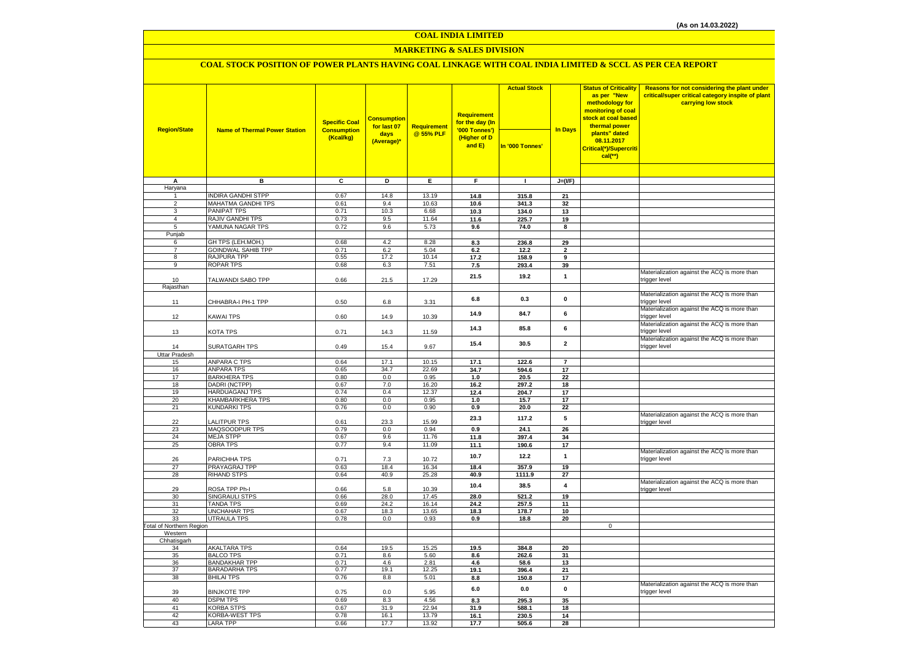(As on 14.03.2022)

# COAL INDIA LIMITED

## MARKETING & SALES DIVISION

### COAL STOCK POSITION OF POWER PLANTS HAVING COAL LINKAGE WITH COAL INDIA LIMITED & SCCL AS PER CEA REPORT

| Region/State | Name of Thermal Power Station | Specific Coal Consumption (Kcal/kg) | Consumption for last 07 days (Average)* | Requirement @ 55% PLF | Requirement for the day (In '000 Tonnes') (Higher of D and E) | Actual Stock | In Days | Status of Criticality as per "New methodology for monitoring of coal stock at coal based thermal power plants" dated 08.11.2017 Critical(*)/Supercritical(**) | Reasons for not considering the plant under critical/super critical category inspite of plant carrying low stock |
|---|---|---|---|---|---|---|---|---|---|
| | | | | | | In '000 Tonnes' | | | |
| A | B | C | D | E | F | I | J=(I/F) | | |
| Haryana | | | | | | | | | |
| 1 | INDIRA GANDHI STPP | 0.67 | 14.8 | 13.19 | 14.8 | 315.8 | 21 | | |
| 2 | MAHATMA GANDHI TPS | 0.61 | 9.4 | 10.63 | 10.6 | 341.3 | 32 | | |
| 3 | PANIPAT TPS | 0.71 | 10.3 | 6.68 | 10.3 | 134.0 | 13 | | |
| 4 | RAJIV GANDHI TPS | 0.73 | 9.5 | 11.64 | 11.6 | 225.7 | 19 | | |
| 5 | YAMUNA NAGAR TPS | 0.72 | 9.6 | 5.73 | 9.6 | 74.0 | 8 | | |
| Punjab | | | | | | | | | |
| 6 | GH TPS (LEH.MOH.) | 0.68 | 4.2 | 8.28 | 8.3 | 236.8 | 29 | | |
| 7 | GOINDWAL SAHIB TPP | 0.71 | 6.2 | 5.04 | 6.2 | 12.2 | 2 | | |
| 8 | RAJPURA TPP | 0.55 | 17.2 | 10.14 | 17.2 | 158.9 | 9 | | |
| 9 | ROPAR TPS | 0.68 | 6.3 | 7.51 | 7.5 | 293.4 | 39 | | |
| 10 | TALWANDI SABO TPP | 0.66 | 21.5 | 17.29 | 21.5 | 19.2 | 1 | | Materialization against the ACQ is more than trigger level |
| Rajasthan | | | | | | | | | |
| 11 | CHHABRA-I PH-1 TPP | 0.50 | 6.8 | 3.31 | 6.8 | 0.3 | 0 | | Materialization against the ACQ is more than trigger level |
| 12 | KAWAI TPS | 0.60 | 14.9 | 10.39 | 14.9 | 84.7 | 6 | | Materialization against the ACQ is more than trigger level |
| 13 | KOTA TPS | 0.71 | 14.3 | 11.59 | 14.3 | 85.8 | 6 | | Materialization against the ACQ is more than trigger level |
| 14 | SURATGARH TPS | 0.49 | 15.4 | 9.67 | 15.4 | 30.5 | 2 | | Materialization against the ACQ is more than trigger level |
| Uttar Pradesh | | | | | | | | | |
| 15 | ANPARA C TPS | 0.64 | 17.1 | 10.15 | 17.1 | 122.6 | 7 | | |
| 16 | ANPARA TPS | 0.65 | 34.7 | 22.69 | 34.7 | 594.6 | 17 | | |
| 17 | BARKHERA TPS | 0.80 | 0.0 | 0.95 | 1.0 | 20.5 | 22 | | |
| 18 | DADRI (NCTPP) | 0.67 | 7.0 | 16.20 | 16.2 | 297.2 | 18 | | |
| 19 | HARDUAGANJ TPS | 0.74 | 0.4 | 12.37 | 12.4 | 204.7 | 17 | | |
| 20 | KHAMBARKHERA TPS | 0.80 | 0.0 | 0.95 | 1.0 | 15.7 | 17 | | |
| 21 | KUNDARKI TPS | 0.76 | 0.0 | 0.90 | 0.9 | 20.0 | 22 | | |
| 22 | LALITPUR TPS | 0.61 | 23.3 | 15.99 | 23.3 | 117.2 | 5 | | Materialization against the ACQ is more than trigger level |
| 23 | MAQSOODPUR TPS | 0.79 | 0.0 | 0.94 | 0.9 | 24.1 | 26 | | |
| 24 | MEJA STPP | 0.67 | 9.6 | 11.76 | 11.8 | 397.4 | 34 | | |
| 25 | OBRA TPS | 0.77 | 9.4 | 11.09 | 11.1 | 190.6 | 17 | | |
| 26 | PARICHHA TPS | 0.71 | 7.3 | 10.72 | 10.7 | 12.2 | 1 | | Materialization against the ACQ is more than trigger level |
| 27 | PRAYAGRAJ TPP | 0.63 | 18.4 | 16.34 | 18.4 | 357.9 | 19 | | |
| 28 | RIHAND STPS | 0.64 | 40.9 | 25.28 | 40.9 | 1111.9 | 27 | | |
| 29 | ROSA TPP Ph-I | 0.66 | 5.8 | 10.39 | 10.4 | 38.5 | 4 | | Materialization against the ACQ is more than trigger level |
| 30 | SINGRAULI STPS | 0.66 | 28.0 | 17.45 | 28.0 | 521.2 | 19 | | |
| 31 | TANDA TPS | 0.69 | 24.2 | 16.14 | 24.2 | 257.5 | 11 | | |
| 32 | UNCHAHAR TPS | 0.67 | 18.3 | 13.65 | 18.3 | 178.7 | 10 | | |
| 33 | UTRAULA TPS | 0.78 | 0.0 | 0.93 | 0.9 | 18.8 | 20 | | |
| Total of Northern Region | | | | | | | | 0 | |
| Western | | | | | | | | | |
| Chhatisgarh | | | | | | | | | |
| 34 | AKALTARA TPS | 0.64 | 19.5 | 15.25 | 19.5 | 384.8 | 20 | | |
| 35 | BALCO TPS | 0.71 | 8.6 | 5.60 | 8.6 | 262.6 | 31 | | |
| 36 | BANDAKHAR TPP | 0.71 | 4.6 | 2.81 | 4.6 | 58.6 | 13 | | |
| 37 | BARADARHA TPS | 0.77 | 19.1 | 12.25 | 19.1 | 396.4 | 21 | | |
| 38 | BHILAI TPS | 0.76 | 8.8 | 5.01 | 8.8 | 150.8 | 17 | | |
| 39 | BINJKOTE TPP | 0.75 | 0.0 | 5.95 | 6.0 | 0.0 | 0 | | Materialization against the ACQ is more than trigger level |
| 40 | DSPM TPS | 0.69 | 8.3 | 4.56 | 8.3 | 295.3 | 35 | | |
| 41 | KORBA STPS | 0.67 | 31.9 | 22.94 | 31.9 | 588.1 | 18 | | |
| 42 | KORBA-WEST TPS | 0.78 | 16.1 | 13.79 | 16.1 | 230.5 | 14 | | |
| 43 | LARA TPP | 0.66 | 17.7 | 13.92 | 17.7 | 505.6 | 28 | | |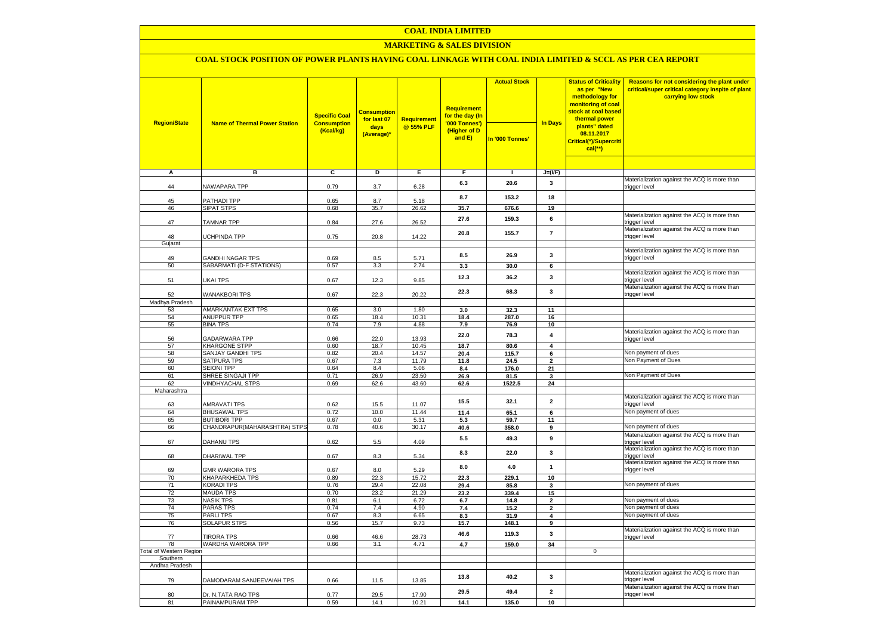# COAL INDIA LIMITED

## MARKETING & SALES DIVISION

### COAL STOCK POSITION OF POWER PLANTS HAVING COAL LINKAGE WITH COAL INDIA LIMITED & SCCL AS PER CEA REPORT

| Region/State | Name of Thermal Power Station | Specific Coal Consumption (Kcal/kg) | Consumption for last 07 days (Average)* | Requirement @ 55% PLF | Requirement for the day (In '000 Tonnes') (Higher of D and E) | Actual Stock In '000 Tonnes' | In Days | Status of Criticality as per "New methodology for monitoring of coal stock at coal based thermal power plants" dated 08.11.2017 Critical(*)/Supercritical(**) | Reasons for not considering the plant under critical/super critical category inspite of plant carrying low stock |
|---|---|---|---|---|---|---|---|---|---|
| A | B | C | D | E | F | I | J=(I/F) | | |
| 44 | NAWAPARA TPP | 0.79 | 3.7 | 6.28 | 6.3 | 20.6 | 3 | | Materialization against the ACQ is more than trigger level |
| 45 | PATHADI TPP | 0.65 | 8.7 | 5.18 | 8.7 | 153.2 | 18 | | |
| 46 | SIPAT STPS | 0.68 | 35.7 | 26.62 | 35.7 | 676.6 | 19 | | |
| 47 | TAMNAR TPP | 0.84 | 27.6 | 26.52 | 27.6 | 159.3 | 6 | | Materialization against the ACQ is more than trigger level |
| 48 | UCHPINDA TPP | 0.75 | 20.8 | 14.22 | 20.8 | 155.7 | 7 | | Materialization against the ACQ is more than trigger level |
| Gujarat | | | | | | | | | |
| 49 | GANDHI NAGAR TPS | 0.69 | 8.5 | 5.71 | 8.5 | 26.9 | 3 | | Materialization against the ACQ is more than trigger level |
| 50 | SABARMATI (D-F STATIONS) | 0.57 | 3.3 | 2.74 | 3.3 | 30.0 | 6 | | |
| 51 | UKAI TPS | 0.67 | 12.3 | 9.85 | 12.3 | 36.2 | 3 | | Materialization against the ACQ is more than trigger level |
| 52 | WANAKBORI TPS | 0.67 | 22.3 | 20.22 | 22.3 | 68.3 | 3 | | Materialization against the ACQ is more than trigger level |
| Madhya Pradesh | | | | | | | | | |
| 53 | AMARKANTAK EXT TPS | 0.65 | 3.0 | 1.80 | 3.0 | 32.3 | 11 | | |
| 54 | ANUPPUR TPP | 0.65 | 18.4 | 10.31 | 18.4 | 287.0 | 16 | | |
| 55 | BINA TPS | 0.74 | 7.9 | 4.88 | 7.9 | 76.9 | 10 | | |
| 56 | GADARWARA TPP | 0.66 | 22.0 | 13.93 | 22.0 | 78.3 | 4 | | Materialization against the ACQ is more than trigger level |
| 57 | KHARGONE STPP | 0.60 | 18.7 | 10.45 | 18.7 | 80.6 | 4 | | |
| 58 | SANJAY GANDHI TPS | 0.82 | 20.4 | 14.57 | 20.4 | 115.7 | 6 | | Non payment of dues |
| 59 | SATPURA TPS | 0.67 | 7.3 | 11.79 | 11.8 | 24.5 | 2 | | Non Payment of Dues |
| 60 | SEIONI TPP | 0.64 | 8.4 | 5.06 | 8.4 | 176.0 | 21 | | |
| 61 | SHREE SINGAJI TPP | 0.71 | 26.9 | 23.50 | 26.9 | 81.5 | 3 | | Non Payment of Dues |
| 62 | VINDHYACHAL STPS | 0.69 | 62.6 | 43.60 | 62.6 | 1522.5 | 24 | | |
| Maharashtra | | | | | | | | | |
| 63 | AMRAVATI TPS | 0.62 | 15.5 | 11.07 | 15.5 | 32.1 | 2 | | Materialization against the ACQ is more than trigger level |
| 64 | BHUSAWAL TPS | 0.72 | 10.0 | 11.44 | 11.4 | 65.1 | 6 | | Non payment of dues |
| 65 | BUTIBORI TPP | 0.67 | 0.0 | 5.31 | 5.3 | 59.7 | 11 | | |
| 66 | CHANDRAPUR(MAHARASHTRA) STPS | 0.78 | 40.6 | 30.17 | 40.6 | 358.0 | 9 | | Non payment of dues |
| 67 | DAHANU TPS | 0.62 | 5.5 | 4.09 | 5.5 | 49.3 | 9 | | Materialization against the ACQ is more than trigger level |
| 68 | DHARIWAL TPP | 0.67 | 8.3 | 5.34 | 8.3 | 22.0 | 3 | | Materialization against the ACQ is more than trigger level |
| 69 | GMR WARORA TPS | 0.67 | 8.0 | 5.29 | 8.0 | 4.0 | 1 | | Materialization against the ACQ is more than trigger level |
| 70 | KHAPARKHEDA TPS | 0.89 | 22.3 | 15.72 | 22.3 | 229.1 | 10 | | |
| 71 | KORADI TPS | 0.76 | 29.4 | 22.08 | 29.4 | 85.8 | 3 | | Non payment of dues |
| 72 | MAUDA TPS | 0.70 | 23.2 | 21.29 | 23.2 | 339.4 | 15 | | |
| 73 | NASIK TPS | 0.81 | 6.1 | 6.72 | 6.7 | 14.8 | 2 | | Non payment of dues |
| 74 | PARAS TPS | 0.74 | 7.4 | 4.90 | 7.4 | 15.2 | 2 | | Non payment of dues |
| 75 | PARLI TPS | 0.67 | 8.3 | 6.65 | 8.3 | 31.9 | 4 | | Non payment of dues |
| 76 | SOLAPUR STPS | 0.56 | 15.7 | 9.73 | 15.7 | 148.1 | 9 | | |
| 77 | TIRORA TPS | 0.66 | 46.6 | 28.73 | 46.6 | 119.3 | 3 | | Materialization against the ACQ is more than trigger level |
| 78 | WARDHA WARORA TPP | 0.66 | 3.1 | 4.71 | 4.7 | 159.0 | 34 | | |
| Total of Western Region | | | | | | | | 0 | |
| Southern | | | | | | | | | |
| Andhra Pradesh | | | | | | | | | |
| 79 | DAMODARAM SANJEEVAIAH TPS | 0.66 | 11.5 | 13.85 | 13.8 | 40.2 | 3 | | Materialization against the ACQ is more than trigger level |
| 80 | Dr. N.TATA RAO TPS | 0.77 | 29.5 | 17.90 | 29.5 | 49.4 | 2 | | Materialization against the ACQ is more than trigger level |
| 81 | PAINAMPURAM TPP | 0.59 | 14.1 | 10.21 | 14.1 | 135.0 | 10 | | |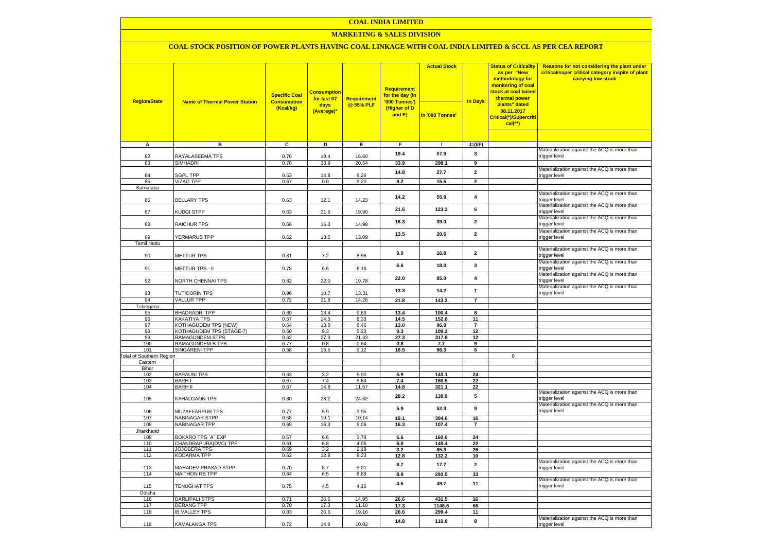# COAL INDIA LIMITED

## MARKETING & SALES DIVISION

### COAL STOCK POSITION OF POWER PLANTS HAVING COAL LINKAGE WITH COAL INDIA LIMITED & SCCL AS PER CEA REPORT

| Region/State | Name of Thermal Power Station | Specific Coal Consumption (Kcal/kg) | Consumption for last 07 days (Average)* | Requirement @ 55% PLF | Requirement for the day (In '000 Tonnes') (Higher of D and E) | Actual Stock In '000 Tonnes' | In Days | Status of Criticality as per "New methodology for monitoring of coal stock at coal based thermal power plants" dated 08.11.2017 Critical(*)/Supercritical(**) | Reasons for not considering the plant under critical/super critical category inspite of plant carrying low stock |
|---|---|---|---|---|---|---|---|---|---|
| A | B | C | D | E | F | I | J=(I/F) | | |
| 82 | RAYALASEEMA TPS | 0.76 | 19.4 | 16.60 | 19.4 | 57.9 | 3 | | Materialization against the ACQ is more than trigger level |
| 83 | SIMHADRI | 0.78 | 33.9 | 20.54 | 33.9 | 298.1 | 9 | | |
| 84 | SGPL TPP | 0.53 | 14.8 | 9.26 | 14.8 | 27.7 | 2 | | Materialization against the ACQ is more than trigger level |
| 85 | VIZAG TPP | 0.67 | 0.0 | 9.20 | 9.2 | 15.5 | 2 | | |
| Karnataka | | | | | | | | | |
| 86 | BELLARY TPS | 0.63 | 12.1 | 14.23 | 14.2 | 55.9 | 4 | | Materialization against the ACQ is more than trigger level |
| 87 | KUDGI STPP | 0.63 | 21.6 | 19.90 | 21.6 | 123.3 | 6 | | Materialization against the ACQ is more than trigger level |
| 88 | RAICHUR TPS | 0.66 | 16.3 | 14.98 | 16.3 | 39.0 | 2 | | Materialization against the ACQ is more than trigger level |
| 89 | YERMARUS TPP | 0.62 | 13.5 | 13.09 | 13.5 | 20.6 | 2 | | Materialization against the ACQ is more than trigger level |
| Tamil Nadu | | | | | | | | | |
| 90 | METTUR TPS | 0.81 | 7.2 | 8.98 | 9.0 | 16.8 | 2 | | Materialization against the ACQ is more than trigger level |
| 91 | METTUR TPS - II | 0.78 | 6.6 | 6.16 | 6.6 | 18.0 | 3 | | Materialization against the ACQ is more than trigger level |
| 92 | NORTH CHENNAI TPS | 0.82 | 22.0 | 19.78 | 22.0 | 85.0 | 4 | | Materialization against the ACQ is more than trigger level |
| 93 | TUTICORIN TPS | 0.96 | 10.7 | 13.31 | 13.3 | 14.2 | 1 | | Materialization against the ACQ is more than trigger level |
| 94 | VALLUR TPP | 0.72 | 21.8 | 14.26 | 21.8 | 143.2 | 7 | | |
| Telangana | | | | | | | | | |
| 95 | BHADRADRI TPP | 0.69 | 13.4 | 9.83 | 13.4 | 100.4 | 8 | | |
| 96 | KAKATIYA TPS | 0.57 | 14.5 | 8.33 | 14.5 | 152.8 | 11 | | |
| 97 | KOTHAGUDEM TPS (NEW) | 0.64 | 13.0 | 8.46 | 13.0 | 96.0 | 7 | | |
| 98 | KOTHAGUDEM TPS (STAGE-7) | 0.50 | 9.3 | 5.23 | 9.3 | 109.2 | 12 | | |
| 99 | RAMAGUNDEM STPS | 0.62 | 27.3 | 21.33 | 27.3 | 317.8 | 12 | | |
| 100 | RAMAGUNDEM-B TPS | 0.77 | 0.8 | 0.64 | 0.8 | 7.7 | 9 | | |
| 101 | SINGARENI TPP | 0.58 | 16.5 | 9.12 | 16.5 | 96.3 | 6 | | |
| Total of Southern Region | | | | | | | | 0 | |
| Eastern | | | | | | | | | |
| Bihar | | | | | | | | | |
| 102 | BARAUNI TPS | 0.63 | 3.2 | 5.90 | 5.9 | 143.1 | 24 | | |
| 103 | BARH I | 0.67 | 7.4 | 5.84 | 7.4 | 160.5 | 22 | | |
| 104 | BARH II | 0.67 | 14.8 | 11.67 | 14.8 | 321.1 | 22 | | |
| 105 | KAHALGAON TPS | 0.80 | 28.2 | 24.62 | 28.2 | 138.9 | 5 | | Materialization against the ACQ is more than trigger level |
| 106 | MUZAFFARPUR TPS | 0.77 | 5.9 | 3.95 | 5.9 | 52.3 | 9 | | Materialization against the ACQ is more than trigger level |
| 107 | NABINAGAR STPP | 0.58 | 19.1 | 10.14 | 19.1 | 304.6 | 16 | | |
| 108 | NABINAGAR TPP | 0.69 | 16.3 | 9.06 | 16.3 | 107.4 | 7 | | |
| Jharkhand | | | | | | | | | |
| 109 | BOKARO TPS `A` EXP | 0.57 | 6.6 | 3.78 | 6.6 | 160.6 | 24 | | |
| 110 | CHANDRAPURA(DVC) TPS | 0.61 | 6.8 | 4.06 | 6.8 | 149.4 | 22 | | |
| 111 | JOJOBERA TPS | 0.69 | 3.2 | 2.18 | 3.2 | 85.3 | 26 | | |
| 112 | KODARMA TPP | 0.62 | 12.8 | 8.23 | 12.8 | 132.2 | 10 | | |
| 113 | MAHADEV PRASAD STPP | 0.70 | 8.7 | 5.01 | 8.7 | 17.7 | 2 | | Materialization against the ACQ is more than trigger level |
| 114 | MAITHON RB TPP | 0.64 | 6.5 | 8.89 | 8.9 | 293.5 | 33 | | |
| 115 | TENUGHAT TPS | 0.75 | 4.5 | 4.16 | 4.5 | 49.7 | 11 | | Materialization against the ACQ is more than trigger level |
| Odisha | | | | | | | | | |
| 116 | DARLIPALI STPS | 0.71 | 26.6 | 14.95 | 26.6 | 431.5 | 16 | | |
| 117 | DERANG TPP | 0.70 | 17.3 | 11.10 | 17.3 | 1146.6 | 66 | | |
| 118 | IB VALLEY TPS | 0.83 | 26.6 | 19.16 | 26.6 | 299.4 | 11 | | |
| 119 | KAMALANGA TPS | 0.72 | 14.8 | 10.02 | 14.8 | 119.8 | 8 | | Materialization against the ACQ is more than trigger level |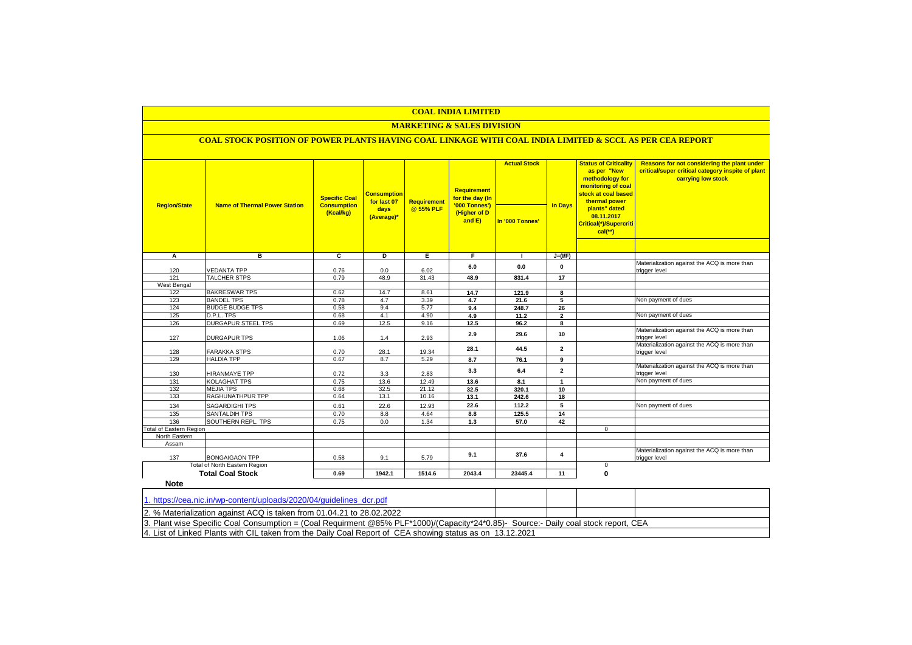# COAL INDIA LIMITED

## MARKETING & SALES DIVISION

### COAL STOCK POSITION OF POWER PLANTS HAVING COAL LINKAGE WITH COAL INDIA LIMITED & SCCL AS PER CEA REPORT

| Region/State | Name of Thermal Power Station | Specific Coal Consumption (Kcal/kg) | Consumption for last 07 days (Average)* | Requirement @ 55% PLF | Requirement for the day (In '000 Tonnes') (Higher of D and E) | Actual Stock In '000 Tonnes' | In Days | Status of Criticality as per "New methodology for monitoring of coal stock at coal based thermal power plants" dated 08.11.2017 Critical(*)/Supercritical(**) | Reasons for not considering the plant under critical/super critical category inspite of plant carrying low stock |
|---|---|---|---|---|---|---|---|---|---|
| A | B | C | D | E | F | I | J=(I/F) | | |
| 120 | VEDANTA TPP | 0.76 | 0.0 | 6.02 | 6.0 | 0.0 | 0 | | Materialization against the ACQ is more than trigger level |
| 121 | TALCHER STPS | 0.79 | 48.9 | 31.43 | 48.9 | 831.4 | 17 | | |
| West Bengal | | | | | | | | | |
| 122 | BAKRESWAR TPS | 0.62 | 14.7 | 8.61 | 14.7 | 121.9 | 8 | | |
| 123 | BANDEL TPS | 0.78 | 4.7 | 3.39 | 4.7 | 21.6 | 5 | | Non payment of dues |
| 124 | BUDGE BUDGE TPS | 0.58 | 9.4 | 5.77 | 9.4 | 248.7 | 26 | | |
| 125 | D.P.L. TPS | 0.68 | 4.1 | 4.90 | 4.9 | 11.2 | 2 | | Non payment of dues |
| 126 | DURGAPUR STEEL TPS | 0.69 | 12.5 | 9.16 | 12.5 | 96.2 | 8 | | |
| 127 | DURGAPUR TPS | 1.06 | 1.4 | 2.93 | 2.9 | 29.6 | 10 | | Materialization against the ACQ is more than trigger level |
| 128 | FARAKKA STPS | 0.70 | 28.1 | 19.34 | 28.1 | 44.5 | 2 | | Materialization against the ACQ is more than trigger level |
| 129 | HALDIA TPP | 0.67 | 8.7 | 5.29 | 8.7 | 76.1 | 9 | | |
| 130 | HIRANMAYE TPP | 0.72 | 3.3 | 2.83 | 3.3 | 6.4 | 2 | | Materialization against the ACQ is more than trigger level |
| 131 | KOLAGHAT TPS | 0.75 | 13.6 | 12.49 | 13.6 | 8.1 | 1 | | Non payment of dues |
| 132 | MEJIA TPS | 0.68 | 32.5 | 21.12 | 32.5 | 320.1 | 10 | | |
| 133 | RAGHUNATHPUR TPP | 0.64 | 13.1 | 10.16 | 13.1 | 242.6 | 18 | | |
| 134 | SAGARDIGHI TPS | 0.61 | 22.6 | 12.93 | 22.6 | 112.2 | 5 | | Non payment of dues |
| 135 | SANTALDIH TPS | 0.70 | 8.8 | 4.64 | 8.8 | 125.5 | 14 | | |
| 136 | SOUTHERN REPL. TPS | 0.75 | 0.0 | 1.34 | 1.3 | 57.0 | 42 | | |
| Total of Eastern Region | | | | | | | | 0 | |
| North Eastern | | | | | | | | | |
| Assam | | | | | | | | | |
| 137 | BONGAIGAON TPP | 0.58 | 9.1 | 5.79 | 9.1 | 37.6 | 4 | | Materialization against the ACQ is more than trigger level |
| Total of North Eastern Region | | | | | | | | 0 | |
| Total Coal Stock | | 0.69 | 1942.1 | 1514.6 | 2043.4 | 23445.4 | 11 | 0 | |

**Note**

1. https://cea.nic.in/wp-content/uploads/2020/04/guidelines_dcr.pdf

2. % Materialization against ACQ is taken from 01.04.21 to 28.02.2022

3. Plant wise Specific Coal Consumption = (Coal Requirment @85% PLF*1000)/(Capacity*24*0.85)- Source:- Daily coal stock report, CEA

4. List of Linked Plants with CIL taken from the Daily Coal Report of CEA showing status as on 13.12.2021